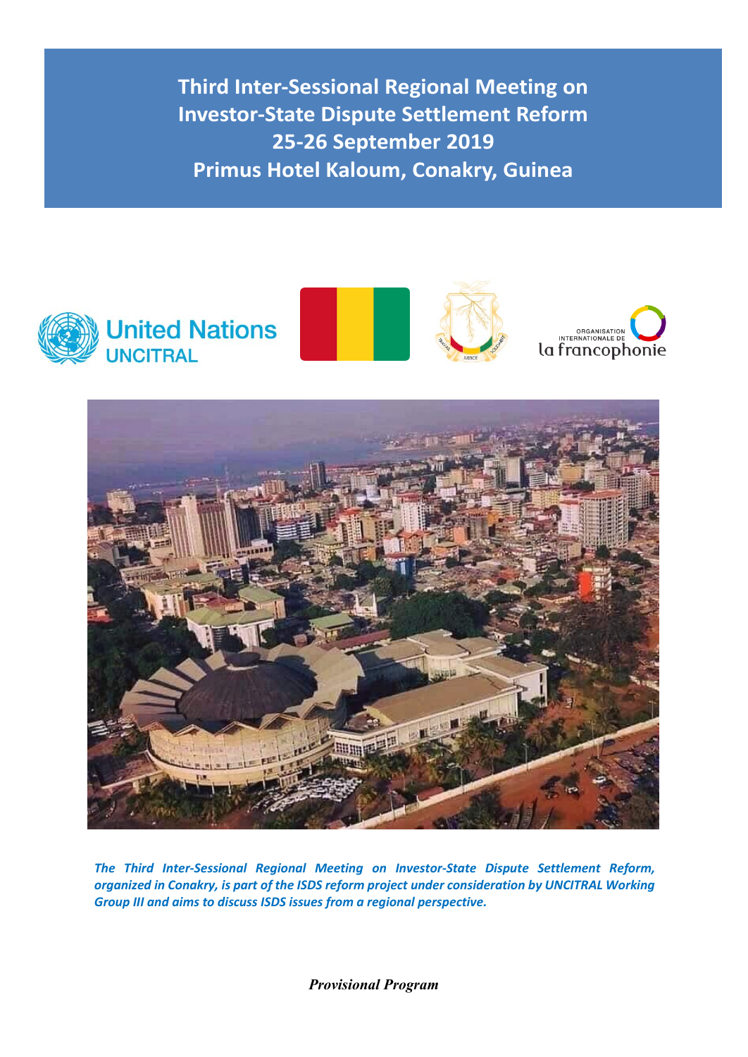# Third Inter-Sessional Regional Meeting on Investor-State Dispute Settlement Reform
## 25-26 September 2019
## Primus Hotel Kaloum, Conakry, Guinea

United Nations
UNCITRAL

ORGANISATION INTERNATIONALE DE la francophonie

*The Third Inter-Sessional Regional Meeting on Investor-State Dispute Settlement Reform, organized in Conakry, is part of the ISDS reform project under consideration by UNCITRAL Working Group III and aims to discuss ISDS issues from a regional perspective.*

***Provisional Program***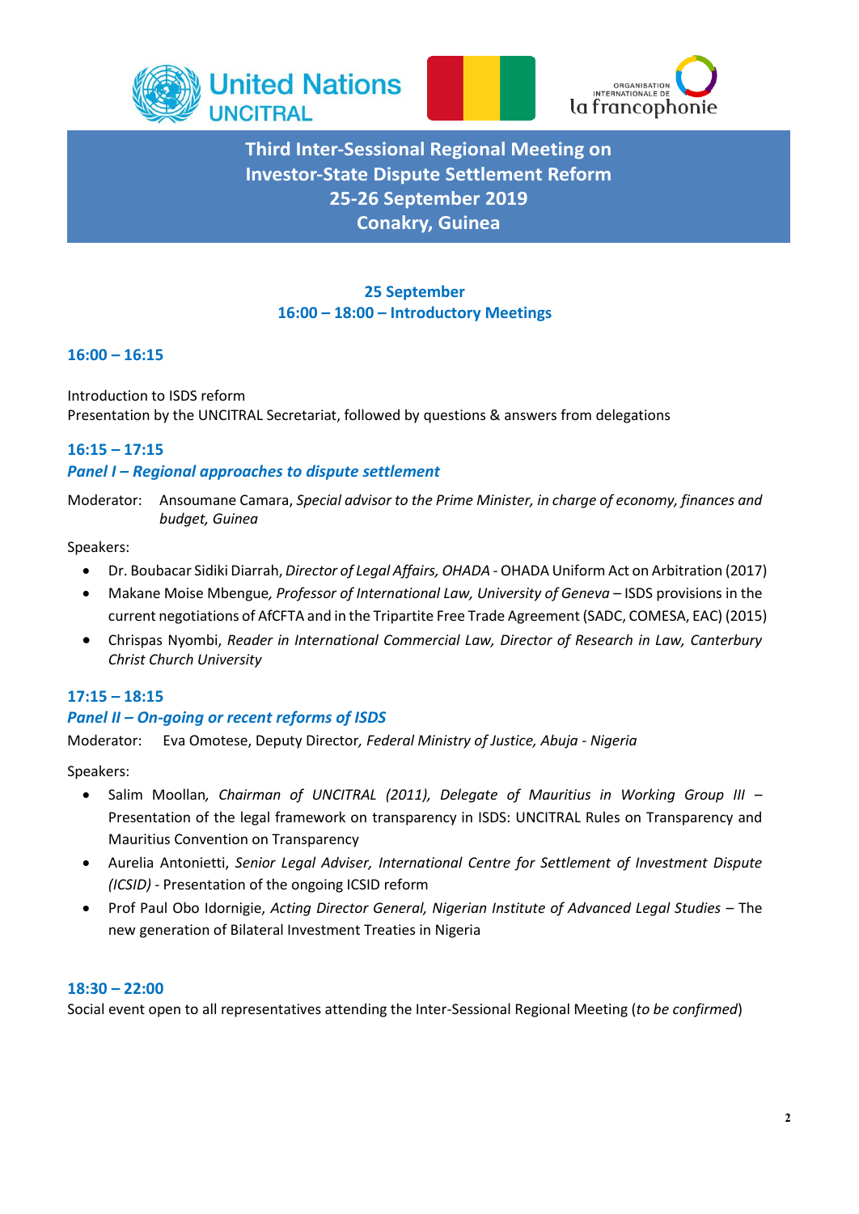# Third Inter-Sessional Regional Meeting on Investor-State Dispute Settlement Reform
## 25-26 September 2019
## Conakry, Guinea

### 25 September
### 16:00 – 18:00 – Introductory Meetings

**16:00 – 16:15**

Introduction to ISDS reform
Presentation by the UNCITRAL Secretariat, followed by questions & answers from delegations

**16:15 – 17:15**
***Panel I – Regional approaches to dispute settlement***

Moderator: Ansoumane Camara, *Special advisor to the Prime Minister, in charge of economy, finances and budget, Guinea*

Speakers:

- Dr. Boubacar Sidiki Diarrah, *Director of Legal Affairs, OHADA* - OHADA Uniform Act on Arbitration (2017)
- Makane Moise Mbengue*, Professor of International Law, University of Geneva* – ISDS provisions in the current negotiations of AfCFTA and in the Tripartite Free Trade Agreement (SADC, COMESA, EAC) (2015)
- Chrispas Nyombi, *Reader in International Commercial Law, Director of Research in Law, Canterbury Christ Church University*

**17:15 – 18:15**
***Panel II – On-going or recent reforms of ISDS***

Moderator: Eva Omotese, Deputy Director*, Federal Ministry of Justice, Abuja - Nigeria*

Speakers:

- Salim Moollan*, Chairman of UNCITRAL (2011), Delegate of Mauritius in Working Group III* – Presentation of the legal framework on transparency in ISDS: UNCITRAL Rules on Transparency and Mauritius Convention on Transparency
- Aurelia Antonietti, *Senior Legal Adviser, International Centre for Settlement of Investment Dispute (ICSID)* - Presentation of the ongoing ICSID reform
- Prof Paul Obo Idornigie, *Acting Director General, Nigerian Institute of Advanced Legal Studies* – The new generation of Bilateral Investment Treaties in Nigeria

**18:30 – 22:00**
Social event open to all representatives attending the Inter-Sessional Regional Meeting (*to be confirmed*)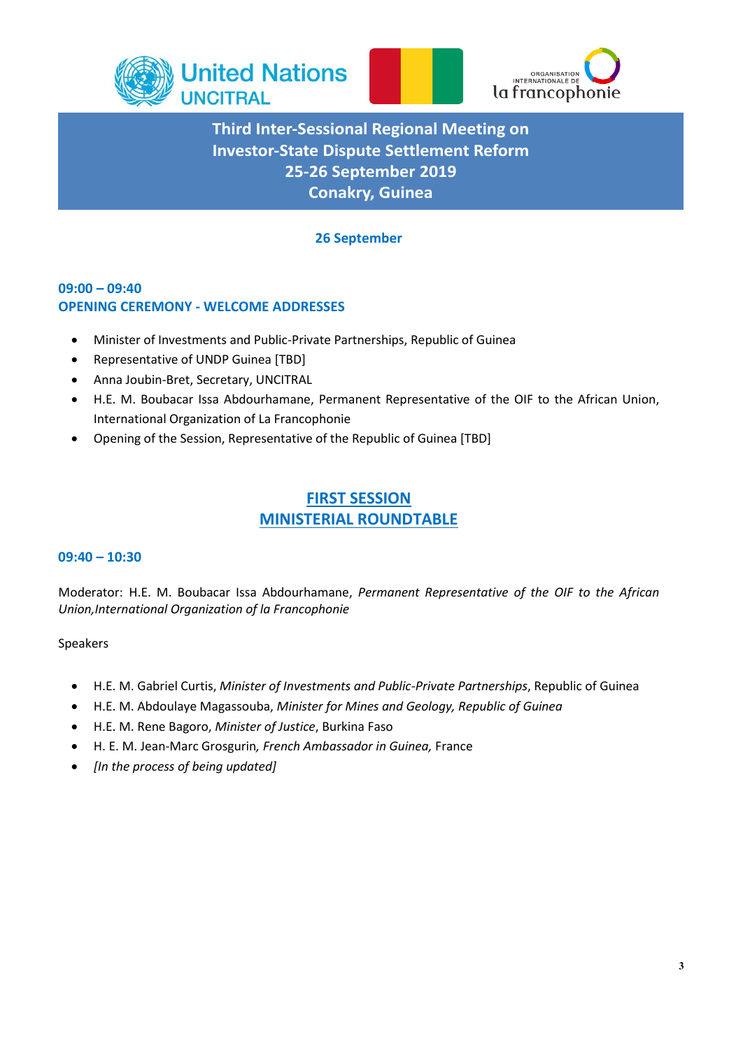# Third Inter-Sessional Regional Meeting on Investor-State Dispute Settlement Reform
## 25-26 September 2019
## Conakry, Guinea

### 26 September

**09:00 – 09:40**
**OPENING CEREMONY - WELCOME ADDRESSES**

- Minister of Investments and Public-Private Partnerships, Republic of Guinea
- Representative of UNDP Guinea [TBD]
- Anna Joubin-Bret, Secretary, UNCITRAL
- H.E. M. Boubacar Issa Abdourhamane, Permanent Representative of the OIF to the African Union, International Organization of La Francophonie
- Opening of the Session, Representative of the Republic of Guinea [TBD]

## FIRST SESSION
## MINISTERIAL ROUNDTABLE

**09:40 – 10:30**

Moderator: H.E. M. Boubacar Issa Abdourhamane, *Permanent Representative of the OIF to the African Union,International Organization of la Francophonie*

Speakers

- H.E. M. Gabriel Curtis, *Minister of Investments and Public-Private Partnerships*, Republic of Guinea
- H.E. M. Abdoulaye Magassouba, *Minister for Mines and Geology, Republic of Guinea*
- H.E. M. Rene Bagoro, *Minister of Justice*, Burkina Faso
- H. E. M. Jean-Marc Grosgurin*, French Ambassador in Guinea,* France
- *[In the process of being updated]*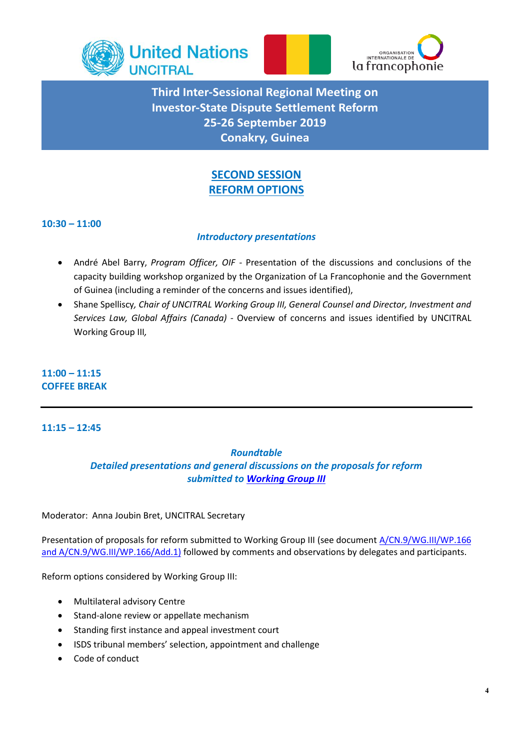United Nations
UNCITRAL

ORGANISATION INTERNATIONALE DE la francophonie

# Third Inter-Sessional Regional Meeting on Investor-State Dispute Settlement Reform
# 25-26 September 2019
# Conakry, Guinea

## SECOND SESSION
## REFORM OPTIONS

**10:30 – 11:00**

***Introductory presentations***

- André Abel Barry, *Program Officer, OIF* - Presentation of the discussions and conclusions of the capacity building workshop organized by the Organization of La Francophonie and the Government of Guinea (including a reminder of the concerns and issues identified),
- Shane Spelliscy, *Chair of UNCITRAL Working Group III, General Counsel and Director, Investment and Services Law, Global Affairs (Canada)* - Overview of concerns and issues identified by UNCITRAL Working Group III,

**11:00 – 11:15**
**COFFEE BREAK**

---

**11:15 – 12:45**

***Roundtable***
***Detailed presentations and general discussions on the proposals for reform submitted to Working Group III***

Moderator: Anna Joubin Bret, UNCITRAL Secretary

Presentation of proposals for reform submitted to Working Group III (see document A/CN.9/WG.III/WP.166 and A/CN.9/WG.III/WP.166/Add.1) followed by comments and observations by delegates and participants.

Reform options considered by Working Group III:

- Multilateral advisory Centre
- Stand-alone review or appellate mechanism
- Standing first instance and appeal investment court
- ISDS tribunal members' selection, appointment and challenge
- Code of conduct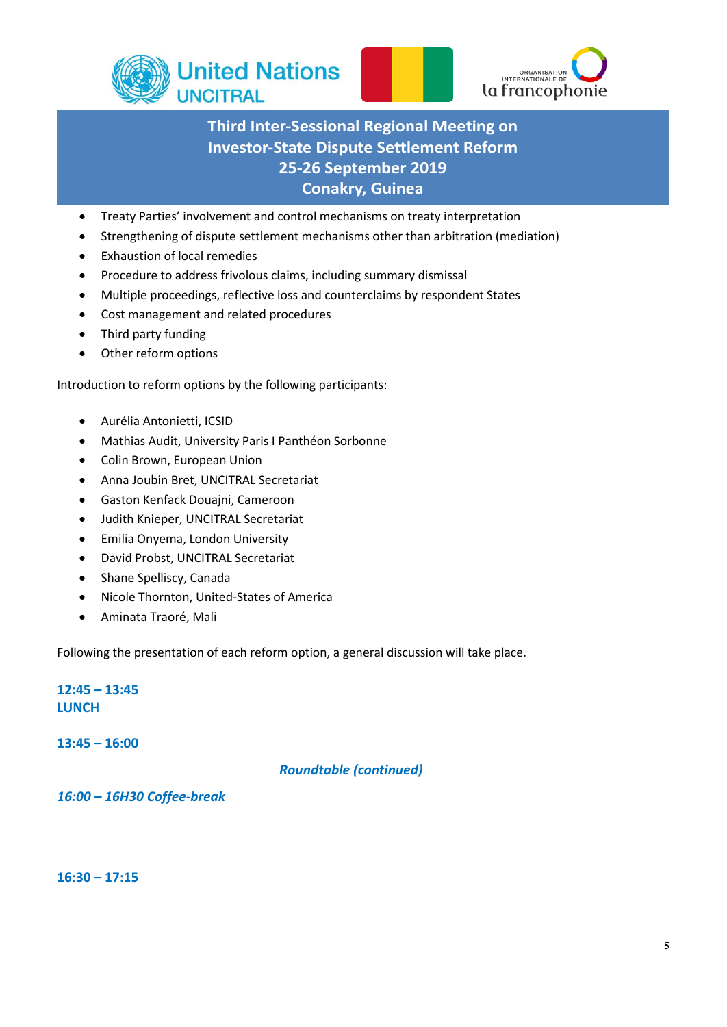- Treaty Parties' involvement and control mechanisms on treaty interpretation
- Strengthening of dispute settlement mechanisms other than arbitration (mediation)
- Exhaustion of local remedies
- Procedure to address frivolous claims, including summary dismissal
- Multiple proceedings, reflective loss and counterclaims by respondent States
- Cost management and related procedures
- Third party funding
- Other reform options

Introduction to reform options by the following participants:

- Aurélia Antonietti, ICSID
- Mathias Audit, University Paris I Panthéon Sorbonne
- Colin Brown, European Union
- Anna Joubin Bret, UNCITRAL Secretariat
- Gaston Kenfack Douajni, Cameroon
- Judith Knieper, UNCITRAL Secretariat
- Emilia Onyema, London University
- David Probst, UNCITRAL Secretariat
- Shane Spelliscy, Canada
- Nicole Thornton, United-States of America
- Aminata Traoré, Mali

Following the presentation of each reform option, a general discussion will take place.

**12:45 – 13:45**
**LUNCH**

**13:45 – 16:00**

***Roundtable (continued)***

***16:00 – 16H30 Coffee-break***

**16:30 – 17:15**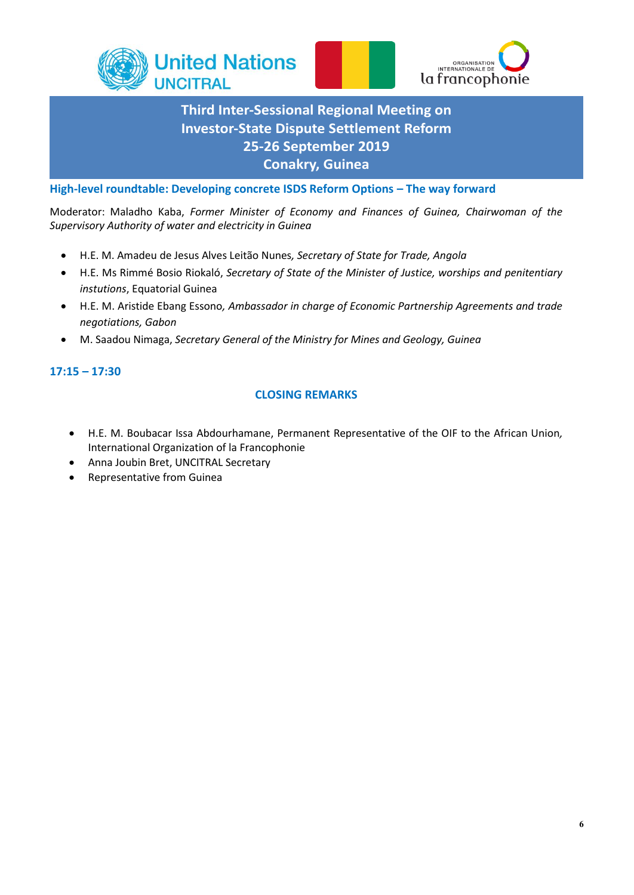**Third Inter-Sessional Regional Meeting on Investor-State Dispute Settlement Reform**
**25-26 September 2019**
**Conakry, Guinea**

### High-level roundtable: Developing concrete ISDS Reform Options – The way forward

Moderator: Maladho Kaba, *Former Minister of Economy and Finances of Guinea, Chairwoman of the Supervisory Authority of water and electricity in Guinea*

- H.E. M. Amadeu de Jesus Alves Leitão Nunes*, Secretary of State for Trade, Angola*
- H.E. Ms Rimmé Bosio Riokaló, *Secretary of State of the Minister of Justice, worships and penitentiary instutions*, Equatorial Guinea
- H.E. M. Aristide Ebang Essono*, Ambassador in charge of Economic Partnership Agreements and trade negotiations, Gabon*
- M. Saadou Nimaga, *Secretary General of the Ministry for Mines and Geology, Guinea*

### 17:15 – 17:30

### CLOSING REMARKS

- H.E. M. Boubacar Issa Abdourhamane, Permanent Representative of the OIF to the African Union*,* International Organization of la Francophonie
- Anna Joubin Bret, UNCITRAL Secretary
- Representative from Guinea